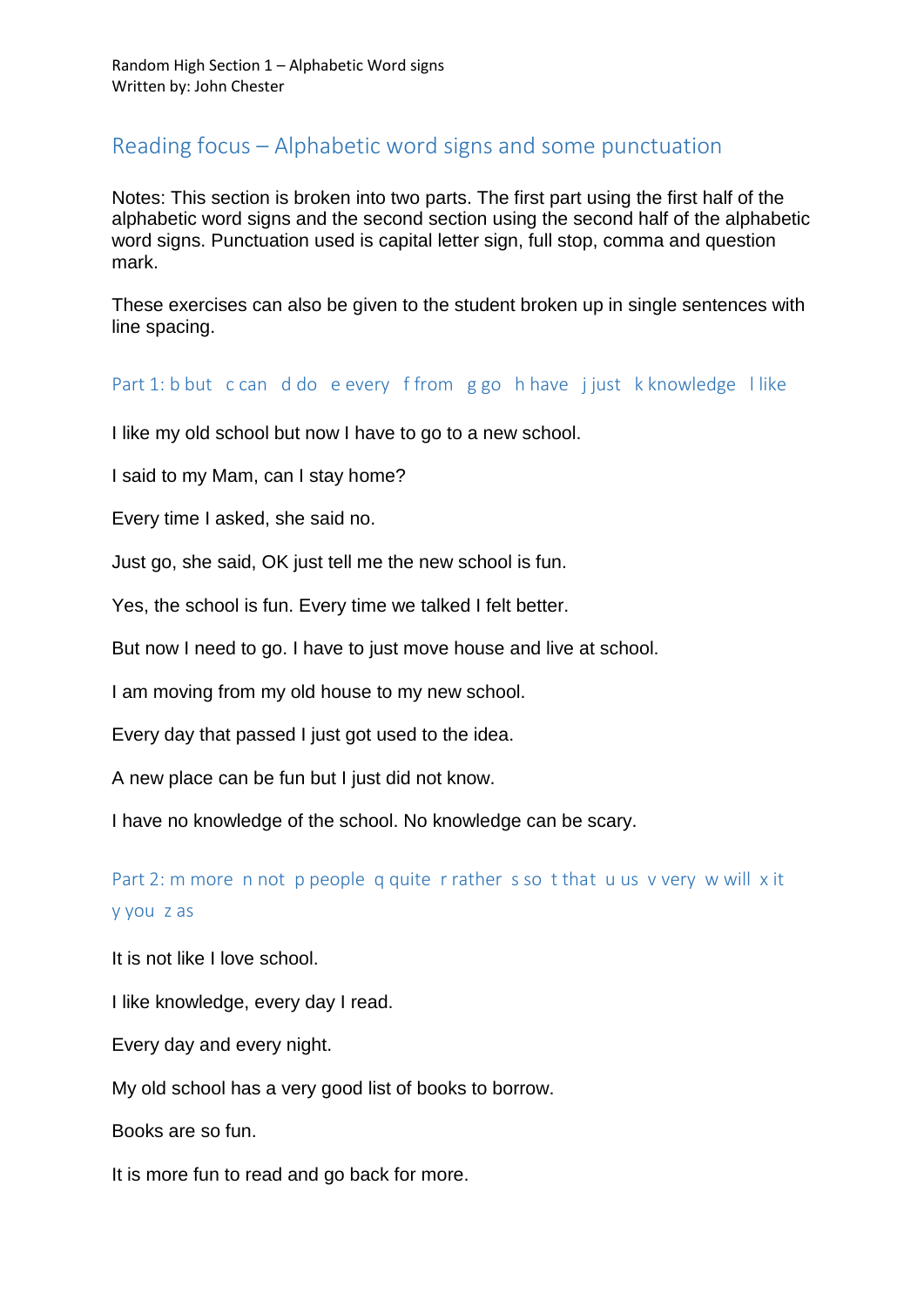Random High Section 1 – Alphabetic Word signs
Written by: John Chester

## Reading focus – Alphabetic word signs and some punctuation

Notes: This section is broken into two parts. The first part using the first half of the alphabetic word signs and the second section using the second half of the alphabetic word signs. Punctuation used is capital letter sign, full stop, comma and question mark.

These exercises can also be given to the student broken up in single sentences with line spacing.

### Part 1: b but c can d do e every f from g go h have j just k knowledge l like

I like my old school but now I have to go to a new school.

I said to my Mam, can I stay home?

Every time I asked, she said no.

Just go, she said, OK just tell me the new school is fun.

Yes, the school is fun. Every time we talked I felt better.

But now I need to go. I have to just move house and live at school.

I am moving from my old house to my new school.

Every day that passed I just got used to the idea.

A new place can be fun but I just did not know.

I have no knowledge of the school. No knowledge can be scary.

### Part 2: m more n not p people q quite r rather s so t that u us v very w will x it y you z as

It is not like I love school.

I like knowledge, every day I read.

Every day and every night.

My old school has a very good list of books to borrow.

Books are so fun.

It is more fun to read and go back for more.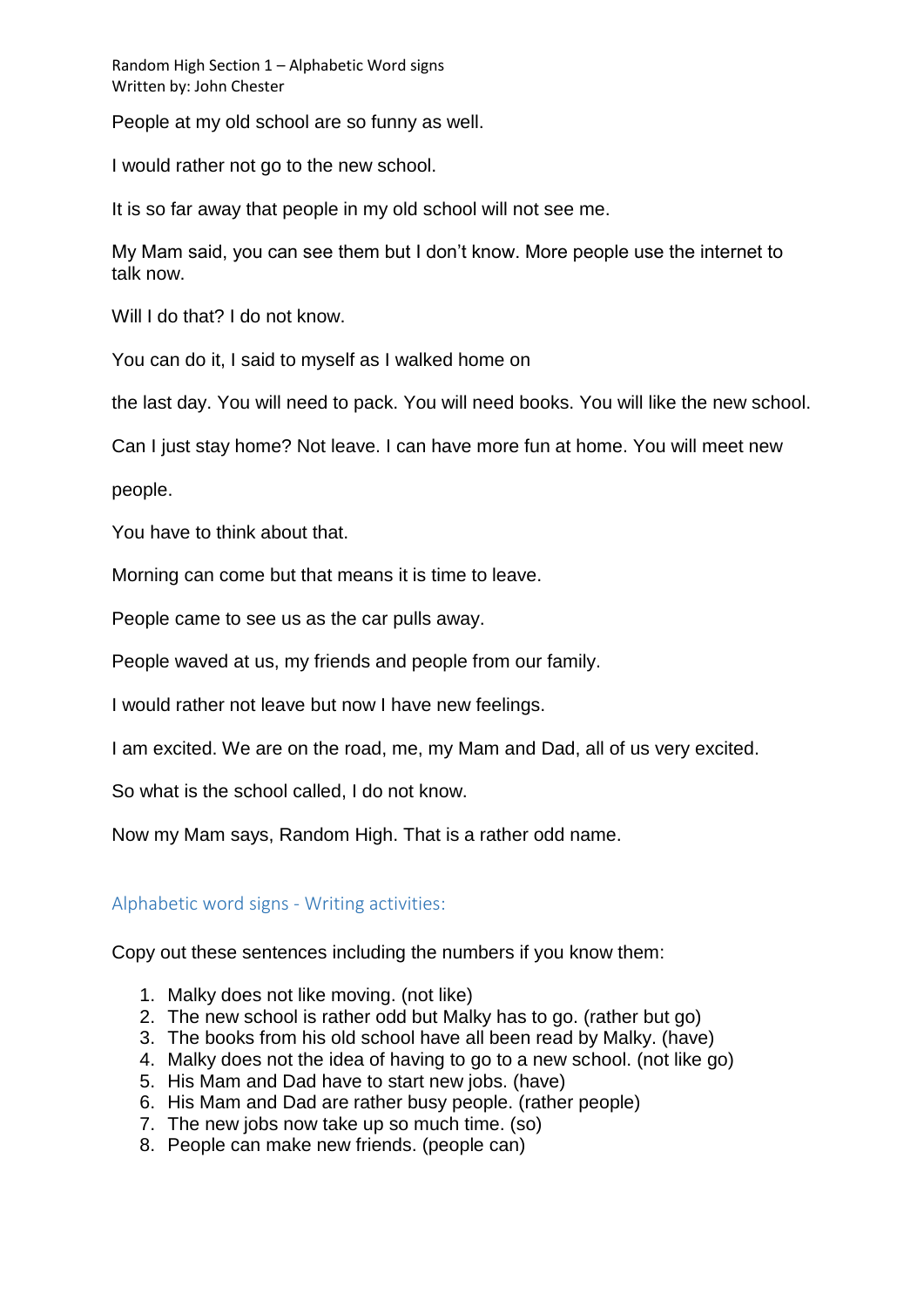People at my old school are so funny as well.

I would rather not go to the new school.

It is so far away that people in my old school will not see me.

My Mam said, you can see them but I don't know. More people use the internet to talk now.

Will I do that? I do not know.

You can do it, I said to myself as I walked home on

the last day. You will need to pack. You will need books. You will like the new school.

Can I just stay home? Not leave. I can have more fun at home. You will meet new

people.

You have to think about that.

Morning can come but that means it is time to leave.

People came to see us as the car pulls away.

People waved at us, my friends and people from our family.

I would rather not leave but now I have new feelings.

I am excited. We are on the road, me, my Mam and Dad, all of us very excited.

So what is the school called, I do not know.

Now my Mam says, Random High. That is a rather odd name.

## Alphabetic word signs - Writing activities:

Copy out these sentences including the numbers if you know them:

1. Malky does not like moving. (not like)
2. The new school is rather odd but Malky has to go. (rather but go)
3. The books from his old school have all been read by Malky. (have)
4. Malky does not the idea of having to go to a new school. (not like go)
5. His Mam and Dad have to start new jobs. (have)
6. His Mam and Dad are rather busy people. (rather people)
7. The new jobs now take up so much time. (so)
8. People can make new friends. (people can)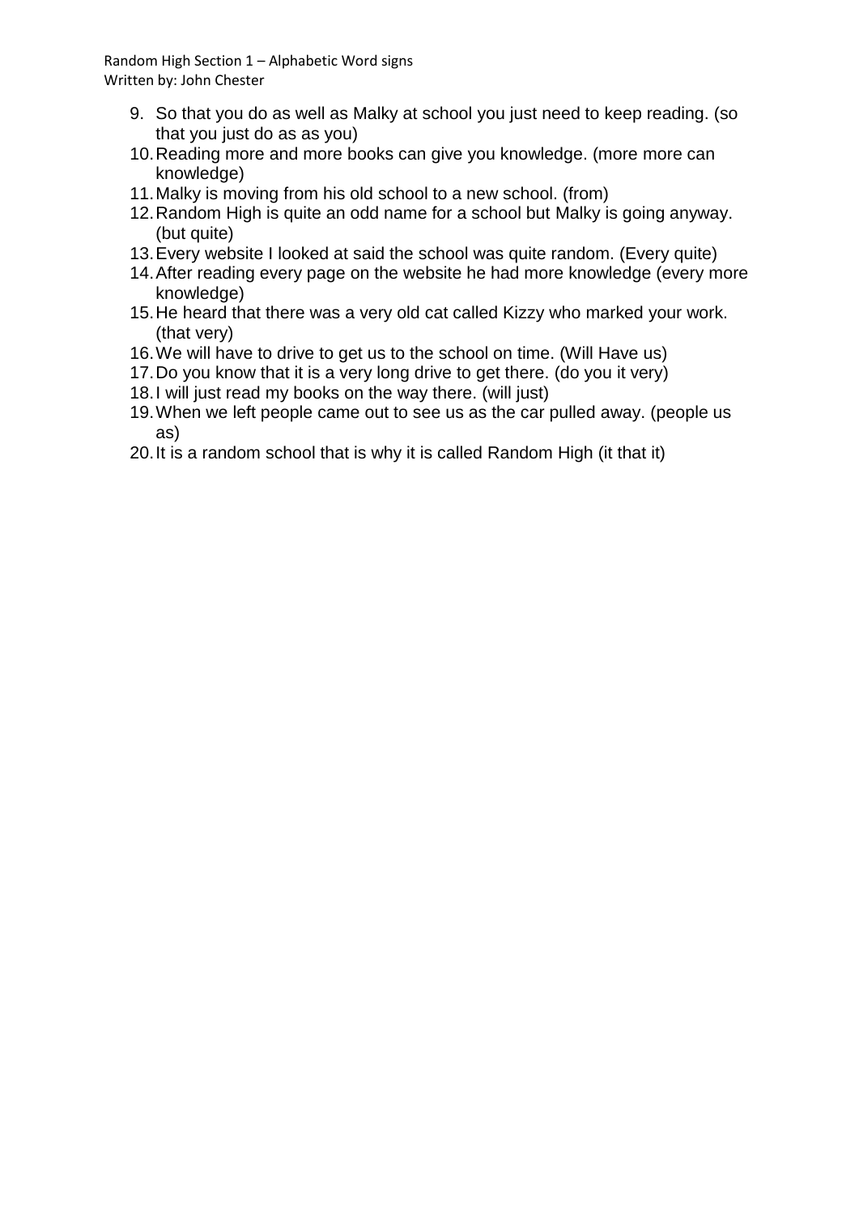9. So that you do as well as Malky at school you just need to keep reading. (so that you just do as as you)
10. Reading more and more books can give you knowledge. (more more can knowledge)
11. Malky is moving from his old school to a new school. (from)
12. Random High is quite an odd name for a school but Malky is going anyway. (but quite)
13. Every website I looked at said the school was quite random. (Every quite)
14. After reading every page on the website he had more knowledge (every more knowledge)
15. He heard that there was a very old cat called Kizzy who marked your work. (that very)
16. We will have to drive to get us to the school on time. (Will Have us)
17. Do you know that it is a very long drive to get there. (do you it very)
18. I will just read my books on the way there. (will just)
19. When we left people came out to see us as the car pulled away. (people us as)
20. It is a random school that is why it is called Random High (it that it)